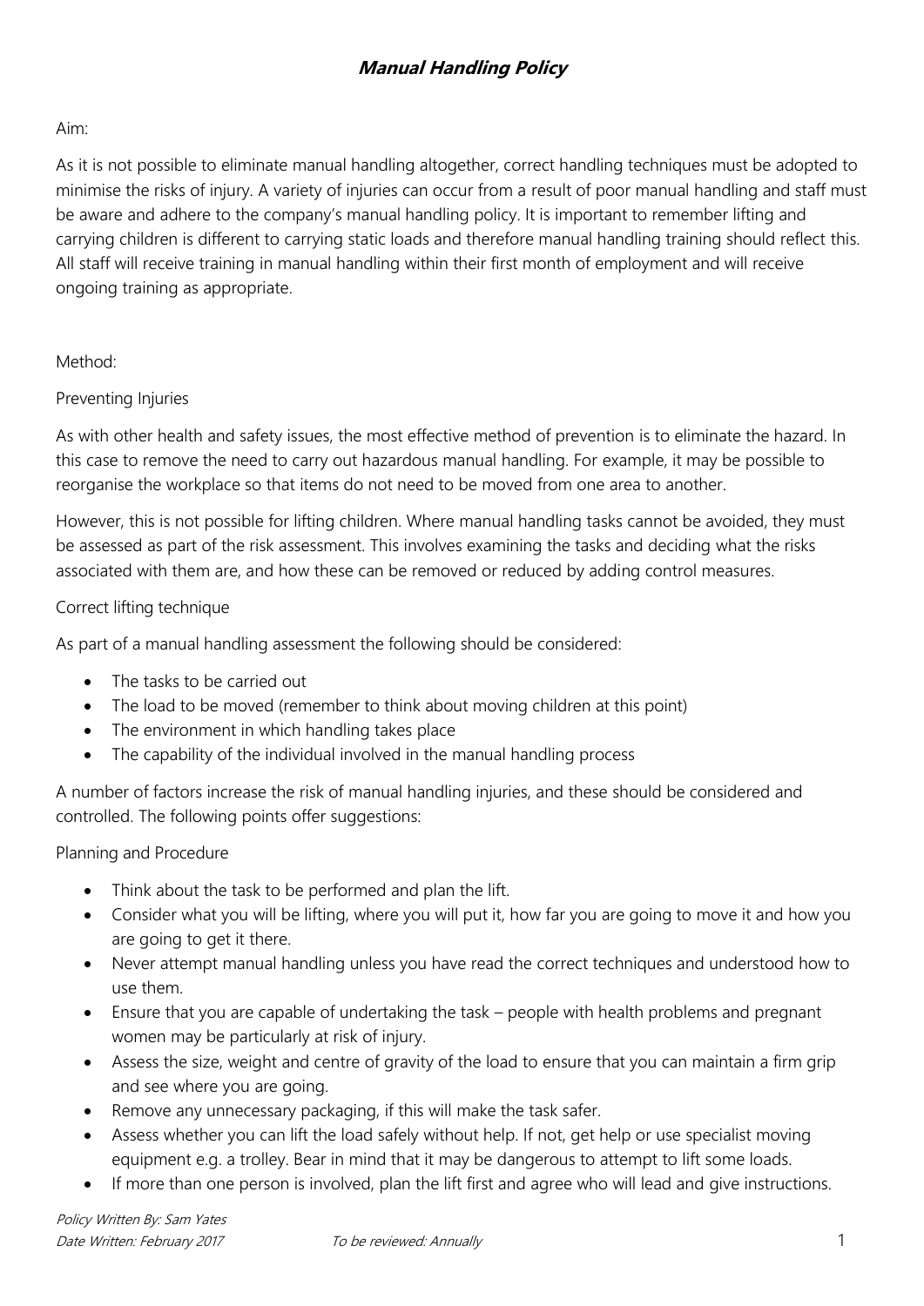# *Manual Handling Policy*

Aim:

As it is not possible to eliminate manual handling altogether, correct handling techniques must be adopted to minimise the risks of injury. A variety of injuries can occur from a result of poor manual handling and staff must be aware and adhere to the company's manual handling policy. It is important to remember lifting and carrying children is different to carrying static loads and therefore manual handling training should reflect this. All staff will receive training in manual handling within their first month of employment and will receive ongoing training as appropriate.

Method:

Preventing Injuries

As with other health and safety issues, the most effective method of prevention is to eliminate the hazard. In this case to remove the need to carry out hazardous manual handling. For example, it may be possible to reorganise the workplace so that items do not need to be moved from one area to another.

However, this is not possible for lifting children. Where manual handling tasks cannot be avoided, they must be assessed as part of the risk assessment. This involves examining the tasks and deciding what the risks associated with them are, and how these can be removed or reduced by adding control measures.

Correct lifting technique

As part of a manual handling assessment the following should be considered:

- The tasks to be carried out
- The load to be moved (remember to think about moving children at this point)
- The environment in which handling takes place
- The capability of the individual involved in the manual handling process

A number of factors increase the risk of manual handling injuries, and these should be considered and controlled. The following points offer suggestions:

Planning and Procedure

- Think about the task to be performed and plan the lift.
- Consider what you will be lifting, where you will put it, how far you are going to move it and how you are going to get it there.
- Never attempt manual handling unless you have read the correct techniques and understood how to use them.
- Ensure that you are capable of undertaking the task – people with health problems and pregnant women may be particularly at risk of injury.
- Assess the size, weight and centre of gravity of the load to ensure that you can maintain a firm grip and see where you are going.
- Remove any unnecessary packaging, if this will make the task safer.
- Assess whether you can lift the load safely without help. If not, get help or use specialist moving equipment e.g. a trolley. Bear in mind that it may be dangerous to attempt to lift some loads.
- If more than one person is involved, plan the lift first and agree who will lead and give instructions.

*Policy Written By: Sam Yates*
*Date Written: February 2017* *To be reviewed: Annually*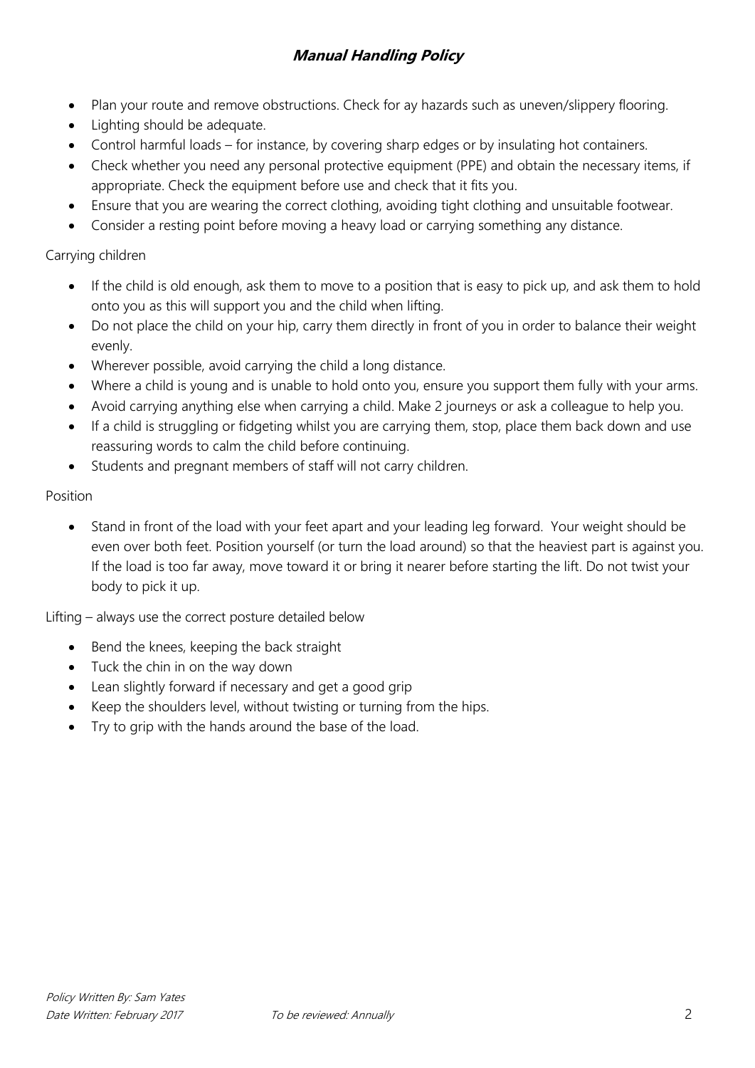- Plan your route and remove obstructions. Check for ay hazards such as uneven/slippery flooring.
- Lighting should be adequate.
- Control harmful loads – for instance, by covering sharp edges or by insulating hot containers.
- Check whether you need any personal protective equipment (PPE) and obtain the necessary items, if appropriate. Check the equipment before use and check that it fits you.
- Ensure that you are wearing the correct clothing, avoiding tight clothing and unsuitable footwear.
- Consider a resting point before moving a heavy load or carrying something any distance.

Carrying children

- If the child is old enough, ask them to move to a position that is easy to pick up, and ask them to hold onto you as this will support you and the child when lifting.
- Do not place the child on your hip, carry them directly in front of you in order to balance their weight evenly.
- Wherever possible, avoid carrying the child a long distance.
- Where a child is young and is unable to hold onto you, ensure you support them fully with your arms.
- Avoid carrying anything else when carrying a child. Make 2 journeys or ask a colleague to help you.
- If a child is struggling or fidgeting whilst you are carrying them, stop, place them back down and use reassuring words to calm the child before continuing.
- Students and pregnant members of staff will not carry children.

Position

- Stand in front of the load with your feet apart and your leading leg forward. Your weight should be even over both feet. Position yourself (or turn the load around) so that the heaviest part is against you. If the load is too far away, move toward it or bring it nearer before starting the lift. Do not twist your body to pick it up.

Lifting – always use the correct posture detailed below

- Bend the knees, keeping the back straight
- Tuck the chin in on the way down
- Lean slightly forward if necessary and get a good grip
- Keep the shoulders level, without twisting or turning from the hips.
- Try to grip with the hands around the base of the load.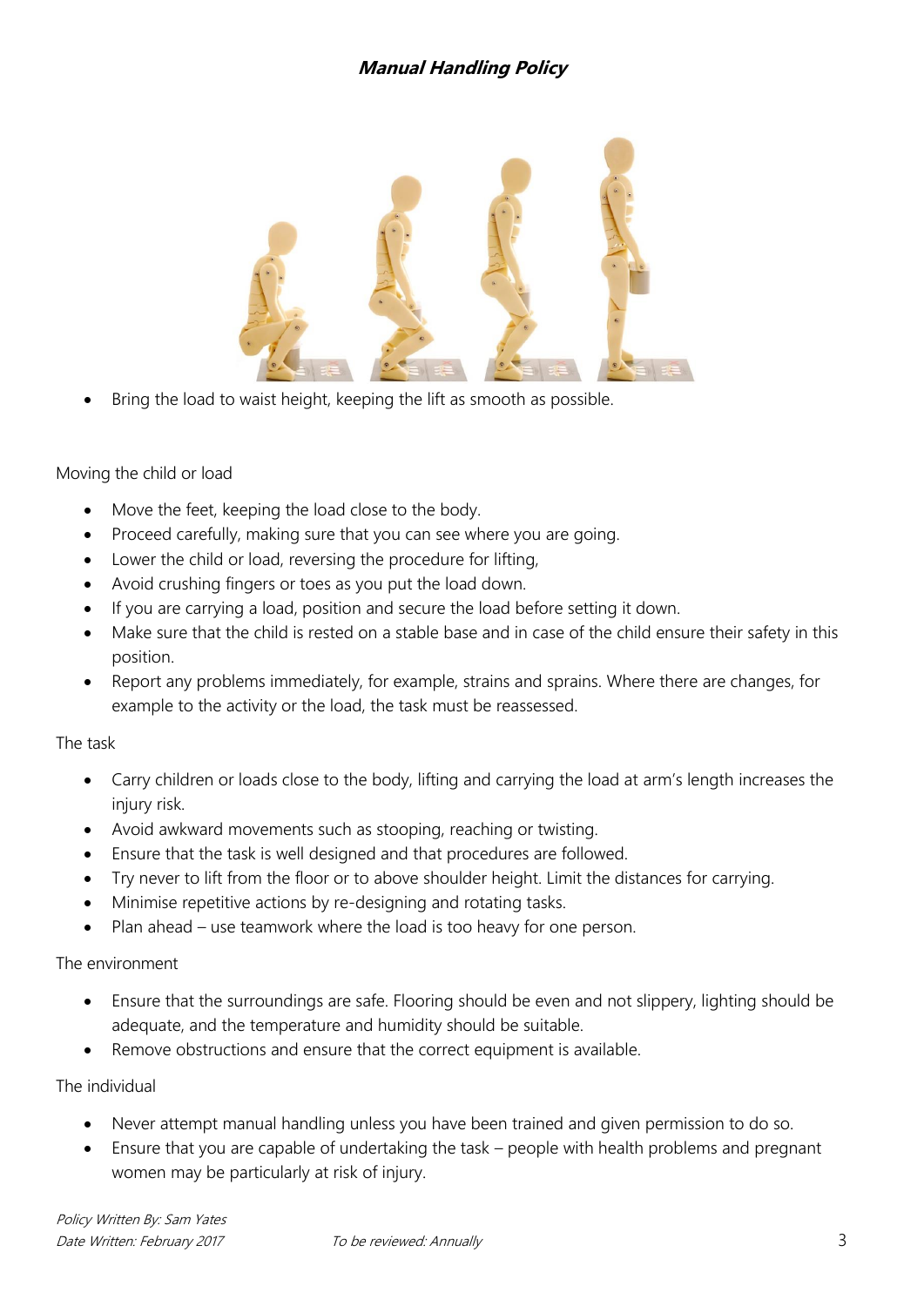- Bring the load to waist height, keeping the lift as smooth as possible.

Moving the child or load

- Move the feet, keeping the load close to the body.
- Proceed carefully, making sure that you can see where you are going.
- Lower the child or load, reversing the procedure for lifting,
- Avoid crushing fingers or toes as you put the load down.
- If you are carrying a load, position and secure the load before setting it down.
- Make sure that the child is rested on a stable base and in case of the child ensure their safety in this position.
- Report any problems immediately, for example, strains and sprains. Where there are changes, for example to the activity or the load, the task must be reassessed.

The task

- Carry children or loads close to the body, lifting and carrying the load at arm's length increases the injury risk.
- Avoid awkward movements such as stooping, reaching or twisting.
- Ensure that the task is well designed and that procedures are followed.
- Try never to lift from the floor or to above shoulder height. Limit the distances for carrying.
- Minimise repetitive actions by re-designing and rotating tasks.
- Plan ahead – use teamwork where the load is too heavy for one person.

The environment

- Ensure that the surroundings are safe. Flooring should be even and not slippery, lighting should be adequate, and the temperature and humidity should be suitable.
- Remove obstructions and ensure that the correct equipment is available.

The individual

- Never attempt manual handling unless you have been trained and given permission to do so.
- Ensure that you are capable of undertaking the task – people with health problems and pregnant women may be particularly at risk of injury.